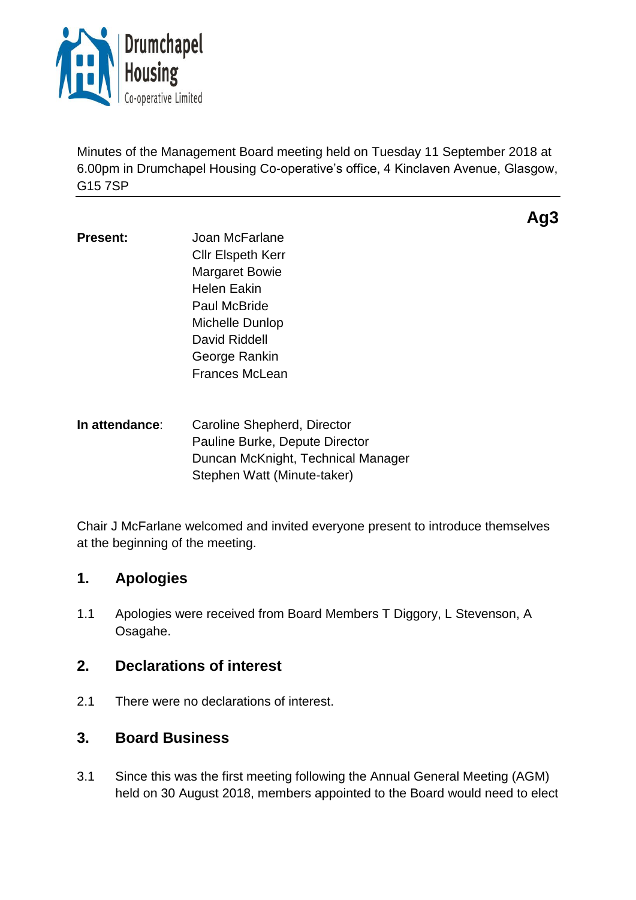Drumchapel Housing Co-operative Limited

Minutes of the Management Board meeting held on Tuesday 11 September 2018 at 6.00pm in Drumchapel Housing Co-operative's office, 4 Kinclaven Avenue, Glasgow, G15 7SP

**Ag3**

**Present:**

Joan McFarlane
Cllr Elspeth Kerr
Margaret Bowie
Helen Eakin
Paul McBride
Michelle Dunlop
David Riddell
George Rankin
Frances McLean

**In attendance**:

Caroline Shepherd, Director
Pauline Burke, Depute Director
Duncan McKnight, Technical Manager
Stephen Watt (Minute-taker)

Chair J McFarlane welcomed and invited everyone present to introduce themselves at the beginning of the meeting.

## 1. Apologies

1.1 Apologies were received from Board Members T Diggory, L Stevenson, A Osagahe.

## 2. Declarations of interest

2.1 There were no declarations of interest.

## 3. Board Business

3.1 Since this was the first meeting following the Annual General Meeting (AGM) held on 30 August 2018, members appointed to the Board would need to elect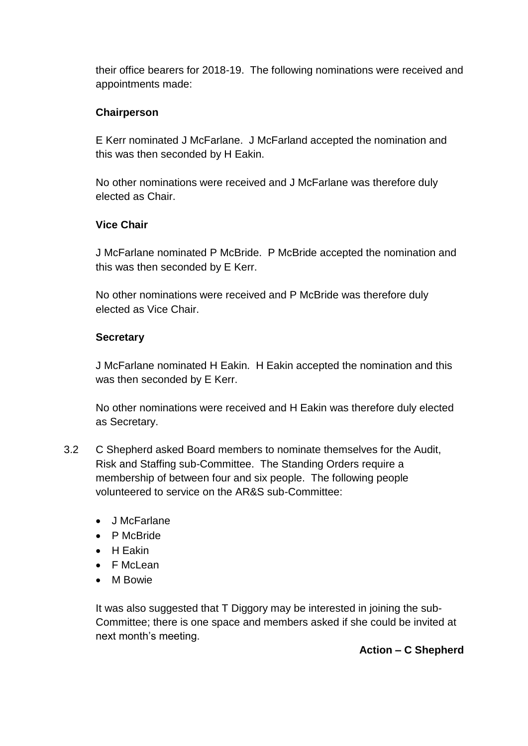their office bearers for 2018-19. The following nominations were received and appointments made:

**Chairperson**

E Kerr nominated J McFarlane. J McFarland accepted the nomination and this was then seconded by H Eakin.

No other nominations were received and J McFarlane was therefore duly elected as Chair.

**Vice Chair**

J McFarlane nominated P McBride. P McBride accepted the nomination and this was then seconded by E Kerr.

No other nominations were received and P McBride was therefore duly elected as Vice Chair.

**Secretary**

J McFarlane nominated H Eakin. H Eakin accepted the nomination and this was then seconded by E Kerr.

No other nominations were received and H Eakin was therefore duly elected as Secretary.

3.2 C Shepherd asked Board members to nominate themselves for the Audit, Risk and Staffing sub-Committee. The Standing Orders require a membership of between four and six people. The following people volunteered to service on the AR&S sub-Committee:

- J McFarlane
- P McBride
- H Eakin
- F McLean
- M Bowie

It was also suggested that T Diggory may be interested in joining the sub-Committee; there is one space and members asked if she could be invited at next month's meeting.

**Action – C Shepherd**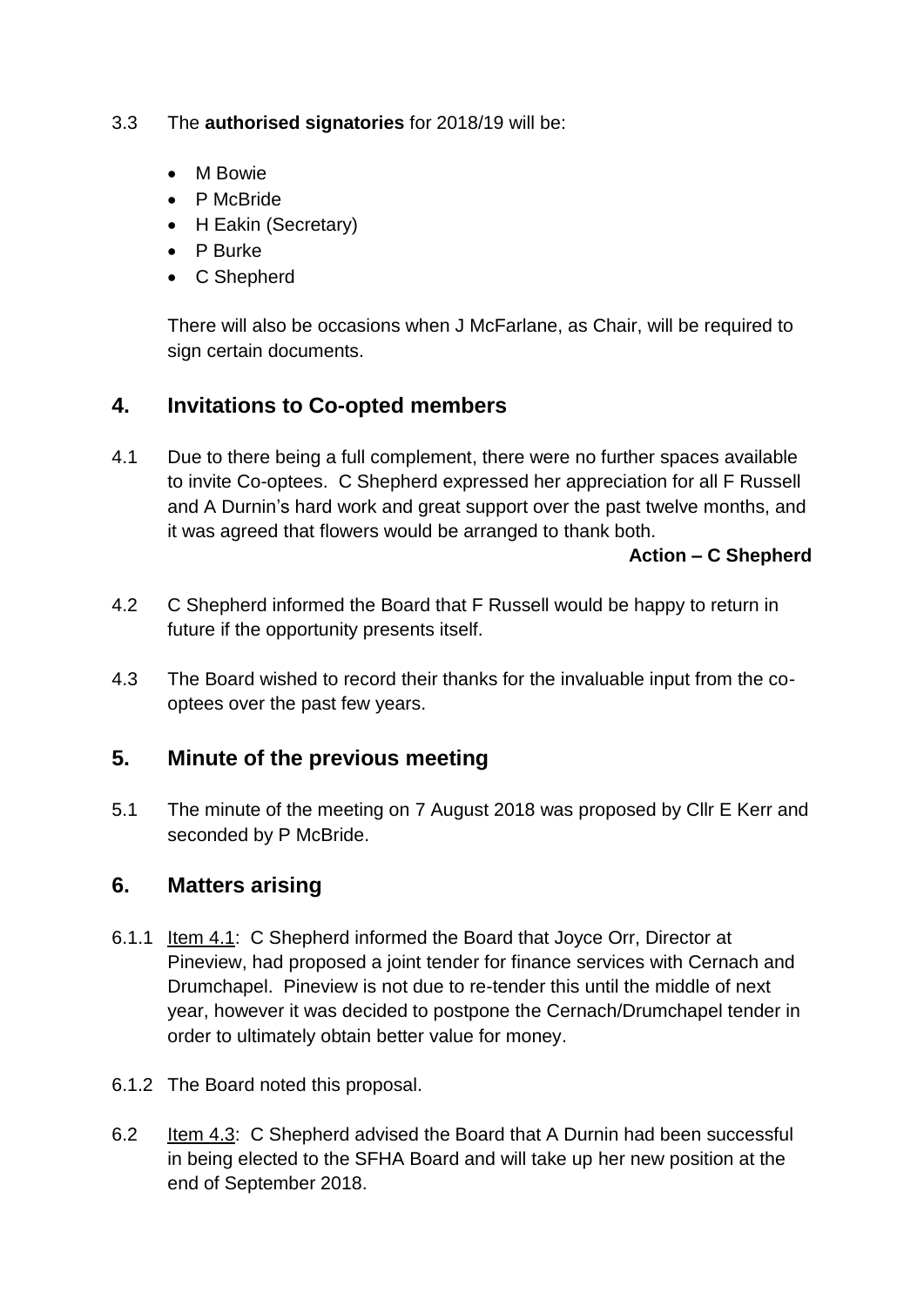3.3 The **authorised signatories** for 2018/19 will be:

- M Bowie
- P McBride
- H Eakin (Secretary)
- P Burke
- C Shepherd

There will also be occasions when J McFarlane, as Chair, will be required to sign certain documents.

## 4. Invitations to Co-opted members

4.1 Due to there being a full complement, there were no further spaces available to invite Co-optees. C Shepherd expressed her appreciation for all F Russell and A Durnin's hard work and great support over the past twelve months, and it was agreed that flowers would be arranged to thank both.

**Action – C Shepherd**

4.2 C Shepherd informed the Board that F Russell would be happy to return in future if the opportunity presents itself.

4.3 The Board wished to record their thanks for the invaluable input from the co-optees over the past few years.

## 5. Minute of the previous meeting

5.1 The minute of the meeting on 7 August 2018 was proposed by Cllr E Kerr and seconded by P McBride.

## 6. Matters arising

6.1.1 Item 4.1: C Shepherd informed the Board that Joyce Orr, Director at Pineview, had proposed a joint tender for finance services with Cernach and Drumchapel. Pineview is not due to re-tender this until the middle of next year, however it was decided to postpone the Cernach/Drumchapel tender in order to ultimately obtain better value for money.

6.1.2 The Board noted this proposal.

6.2 Item 4.3: C Shepherd advised the Board that A Durnin had been successful in being elected to the SFHA Board and will take up her new position at the end of September 2018.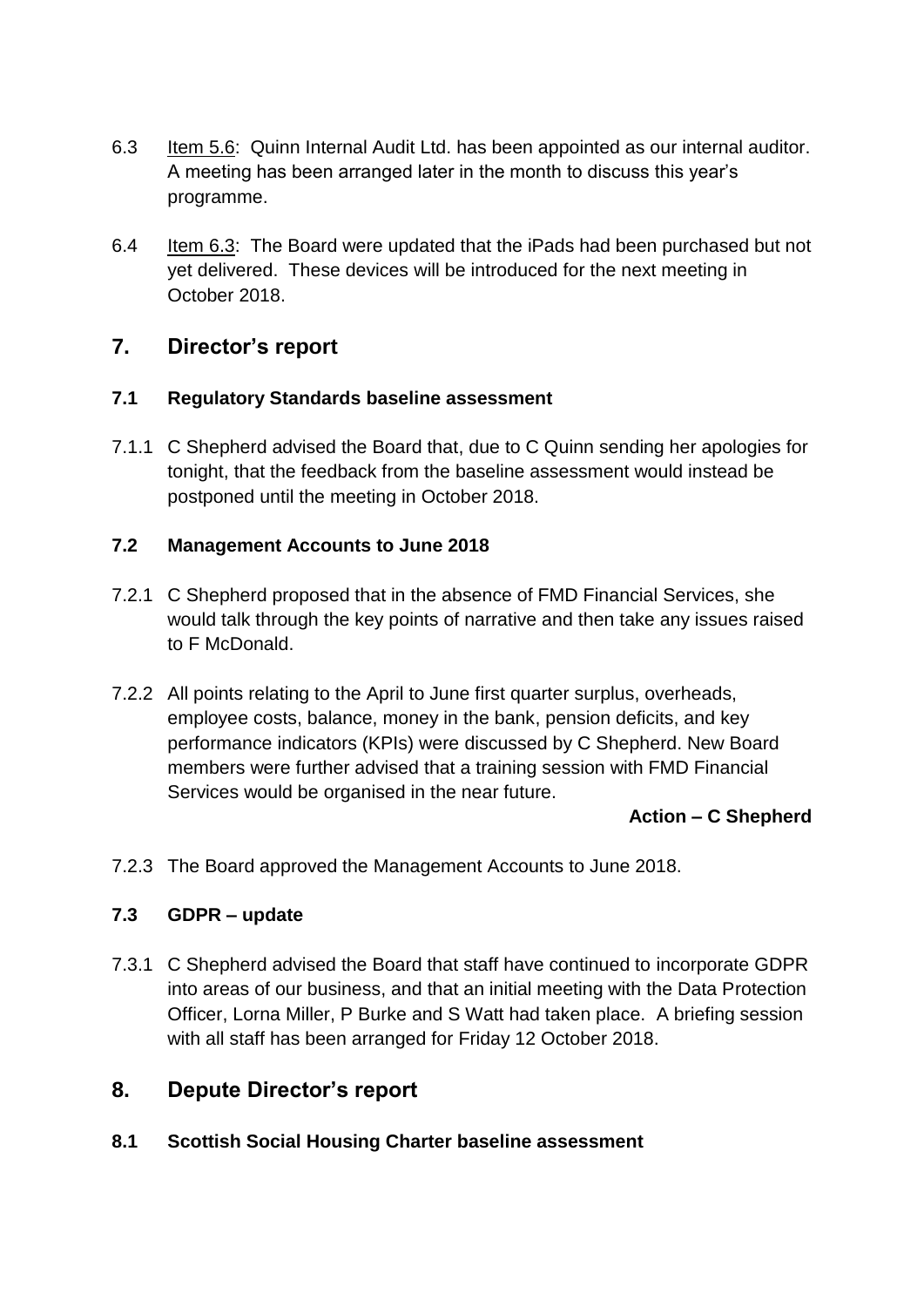6.3 Item 5.6: Quinn Internal Audit Ltd. has been appointed as our internal auditor. A meeting has been arranged later in the month to discuss this year's programme.

6.4 Item 6.3: The Board were updated that the iPads had been purchased but not yet delivered. These devices will be introduced for the next meeting in October 2018.

## 7. Director's report

### 7.1 Regulatory Standards baseline assessment

7.1.1 C Shepherd advised the Board that, due to C Quinn sending her apologies for tonight, that the feedback from the baseline assessment would instead be postponed until the meeting in October 2018.

### 7.2 Management Accounts to June 2018

7.2.1 C Shepherd proposed that in the absence of FMD Financial Services, she would talk through the key points of narrative and then take any issues raised to F McDonald.

7.2.2 All points relating to the April to June first quarter surplus, overheads, employee costs, balance, money in the bank, pension deficits, and key performance indicators (KPIs) were discussed by C Shepherd. New Board members were further advised that a training session with FMD Financial Services would be organised in the near future.

**Action – C Shepherd**

7.2.3 The Board approved the Management Accounts to June 2018.

### 7.3 GDPR – update

7.3.1 C Shepherd advised the Board that staff have continued to incorporate GDPR into areas of our business, and that an initial meeting with the Data Protection Officer, Lorna Miller, P Burke and S Watt had taken place. A briefing session with all staff has been arranged for Friday 12 October 2018.

## 8. Depute Director's report

### 8.1 Scottish Social Housing Charter baseline assessment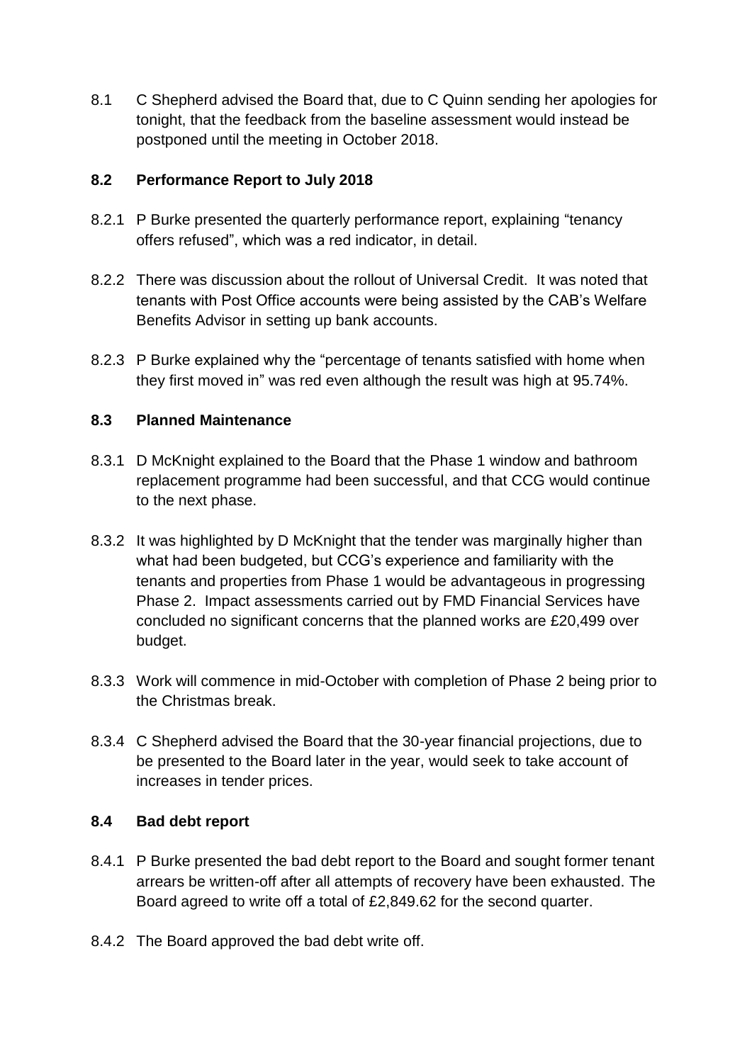8.1 C Shepherd advised the Board that, due to C Quinn sending her apologies for tonight, that the feedback from the baseline assessment would instead be postponed until the meeting in October 2018.

**8.2 Performance Report to July 2018**

8.2.1 P Burke presented the quarterly performance report, explaining "tenancy offers refused", which was a red indicator, in detail.

8.2.2 There was discussion about the rollout of Universal Credit. It was noted that tenants with Post Office accounts were being assisted by the CAB's Welfare Benefits Advisor in setting up bank accounts.

8.2.3 P Burke explained why the "percentage of tenants satisfied with home when they first moved in" was red even although the result was high at 95.74%.

**8.3 Planned Maintenance**

8.3.1 D McKnight explained to the Board that the Phase 1 window and bathroom replacement programme had been successful, and that CCG would continue to the next phase.

8.3.2 It was highlighted by D McKnight that the tender was marginally higher than what had been budgeted, but CCG's experience and familiarity with the tenants and properties from Phase 1 would be advantageous in progressing Phase 2. Impact assessments carried out by FMD Financial Services have concluded no significant concerns that the planned works are £20,499 over budget.

8.3.3 Work will commence in mid-October with completion of Phase 2 being prior to the Christmas break.

8.3.4 C Shepherd advised the Board that the 30-year financial projections, due to be presented to the Board later in the year, would seek to take account of increases in tender prices.

**8.4 Bad debt report**

8.4.1 P Burke presented the bad debt report to the Board and sought former tenant arrears be written-off after all attempts of recovery have been exhausted. The Board agreed to write off a total of £2,849.62 for the second quarter.

8.4.2 The Board approved the bad debt write off.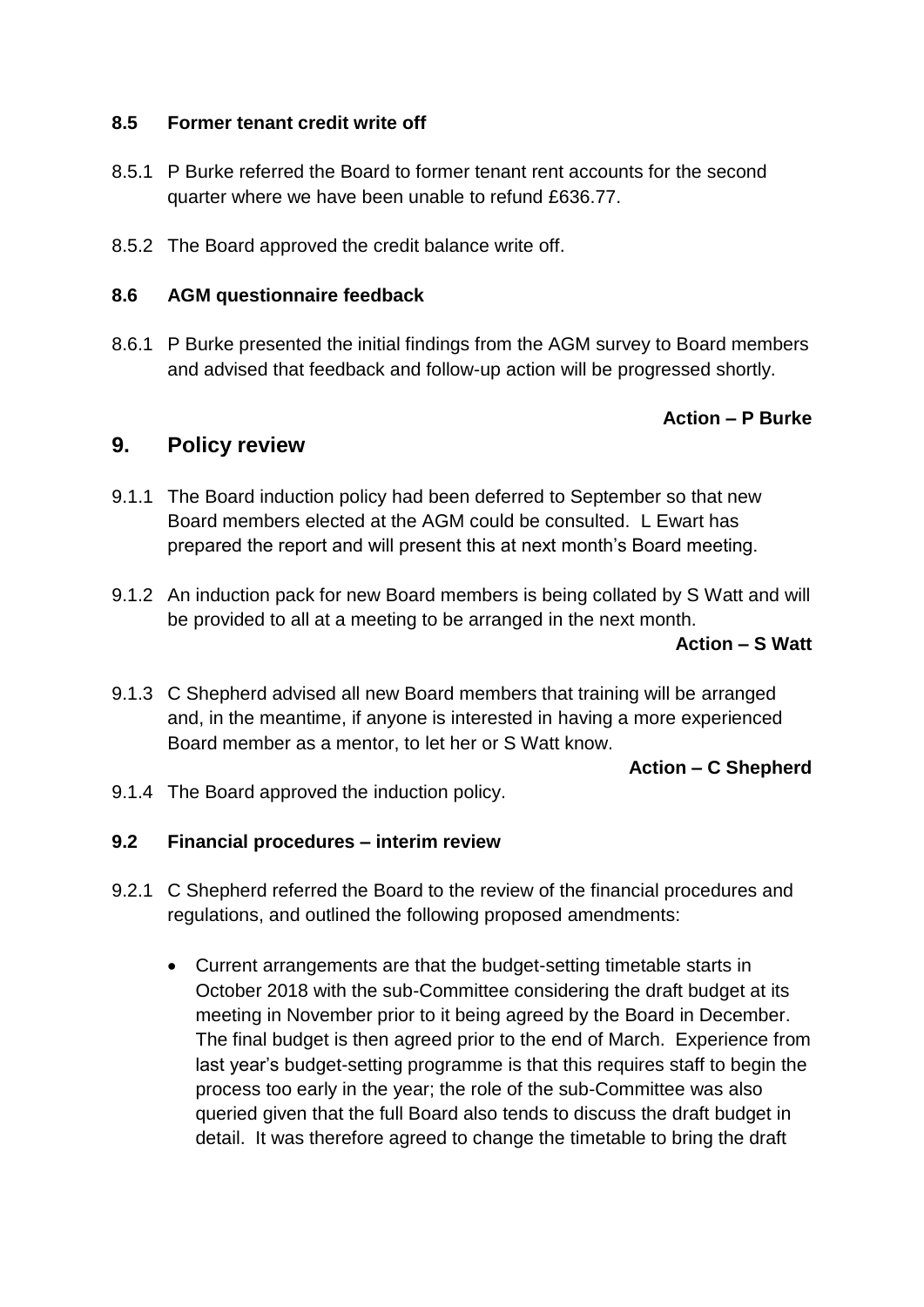### 8.5 Former tenant credit write off

8.5.1 P Burke referred the Board to former tenant rent accounts for the second quarter where we have been unable to refund £636.77.

8.5.2 The Board approved the credit balance write off.

### 8.6 AGM questionnaire feedback

8.6.1 P Burke presented the initial findings from the AGM survey to Board members and advised that feedback and follow-up action will be progressed shortly.

**Action – P Burke**

## 9. Policy review

9.1.1 The Board induction policy had been deferred to September so that new Board members elected at the AGM could be consulted. L Ewart has prepared the report and will present this at next month's Board meeting.

9.1.2 An induction pack for new Board members is being collated by S Watt and will be provided to all at a meeting to be arranged in the next month.

**Action – S Watt**

9.1.3 C Shepherd advised all new Board members that training will be arranged and, in the meantime, if anyone is interested in having a more experienced Board member as a mentor, to let her or S Watt know.

**Action – C Shepherd**

9.1.4 The Board approved the induction policy.

### 9.2 Financial procedures – interim review

9.2.1 C Shepherd referred the Board to the review of the financial procedures and regulations, and outlined the following proposed amendments:

- Current arrangements are that the budget-setting timetable starts in October 2018 with the sub-Committee considering the draft budget at its meeting in November prior to it being agreed by the Board in December. The final budget is then agreed prior to the end of March. Experience from last year's budget-setting programme is that this requires staff to begin the process too early in the year; the role of the sub-Committee was also queried given that the full Board also tends to discuss the draft budget in detail. It was therefore agreed to change the timetable to bring the draft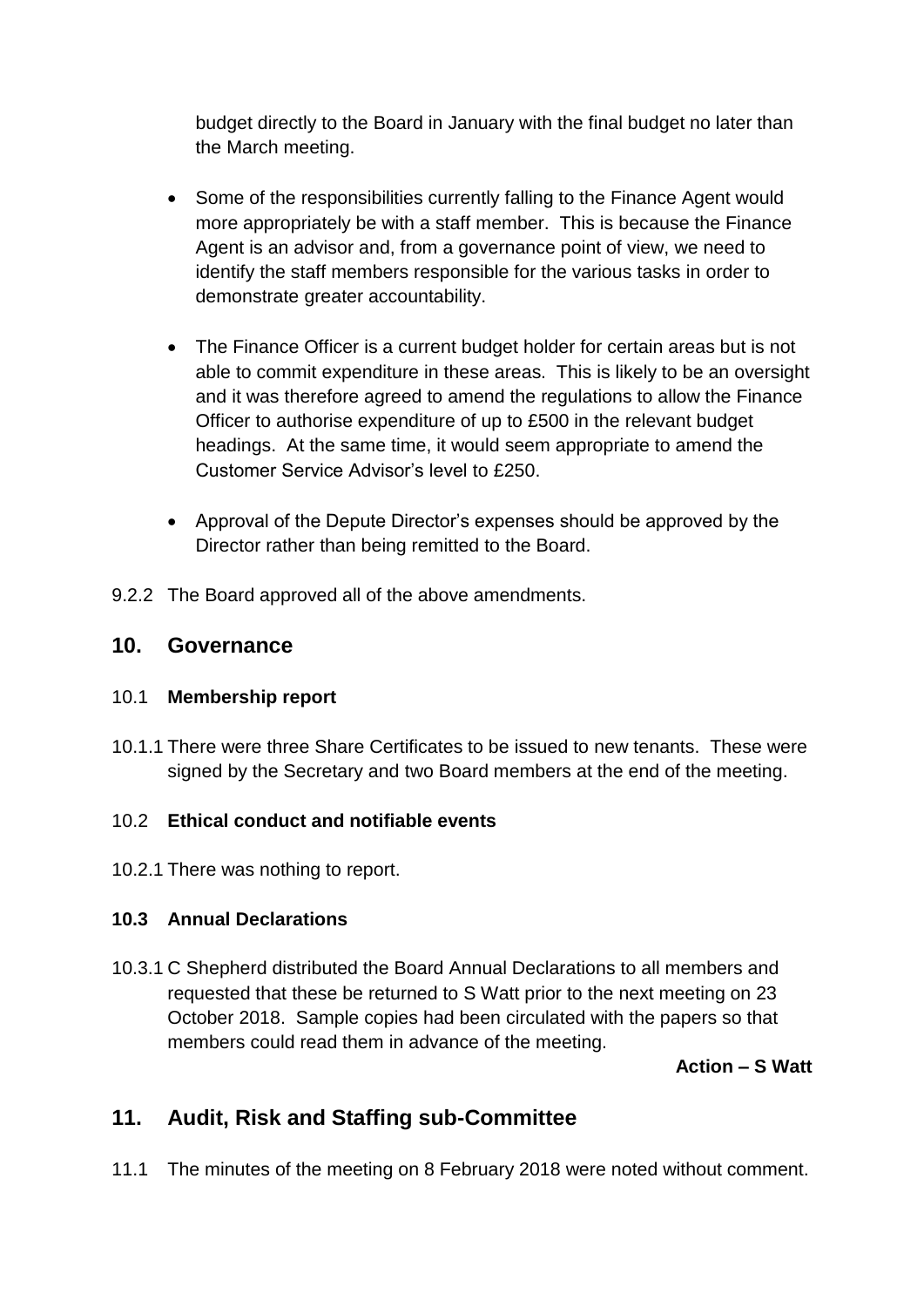budget directly to the Board in January with the final budget no later than the March meeting.

- Some of the responsibilities currently falling to the Finance Agent would more appropriately be with a staff member. This is because the Finance Agent is an advisor and, from a governance point of view, we need to identify the staff members responsible for the various tasks in order to demonstrate greater accountability.
- The Finance Officer is a current budget holder for certain areas but is not able to commit expenditure in these areas. This is likely to be an oversight and it was therefore agreed to amend the regulations to allow the Finance Officer to authorise expenditure of up to £500 in the relevant budget headings. At the same time, it would seem appropriate to amend the Customer Service Advisor's level to £250.
- Approval of the Depute Director's expenses should be approved by the Director rather than being remitted to the Board.

9.2.2 The Board approved all of the above amendments.

## 10. Governance

10.1 **Membership report**

10.1.1 There were three Share Certificates to be issued to new tenants. These were signed by the Secretary and two Board members at the end of the meeting.

10.2 **Ethical conduct and notifiable events**

10.2.1 There was nothing to report.

**10.3 Annual Declarations**

10.3.1 C Shepherd distributed the Board Annual Declarations to all members and requested that these be returned to S Watt prior to the next meeting on 23 October 2018. Sample copies had been circulated with the papers so that members could read them in advance of the meeting.

**Action – S Watt**

## 11. Audit, Risk and Staffing sub-Committee

11.1 The minutes of the meeting on 8 February 2018 were noted without comment.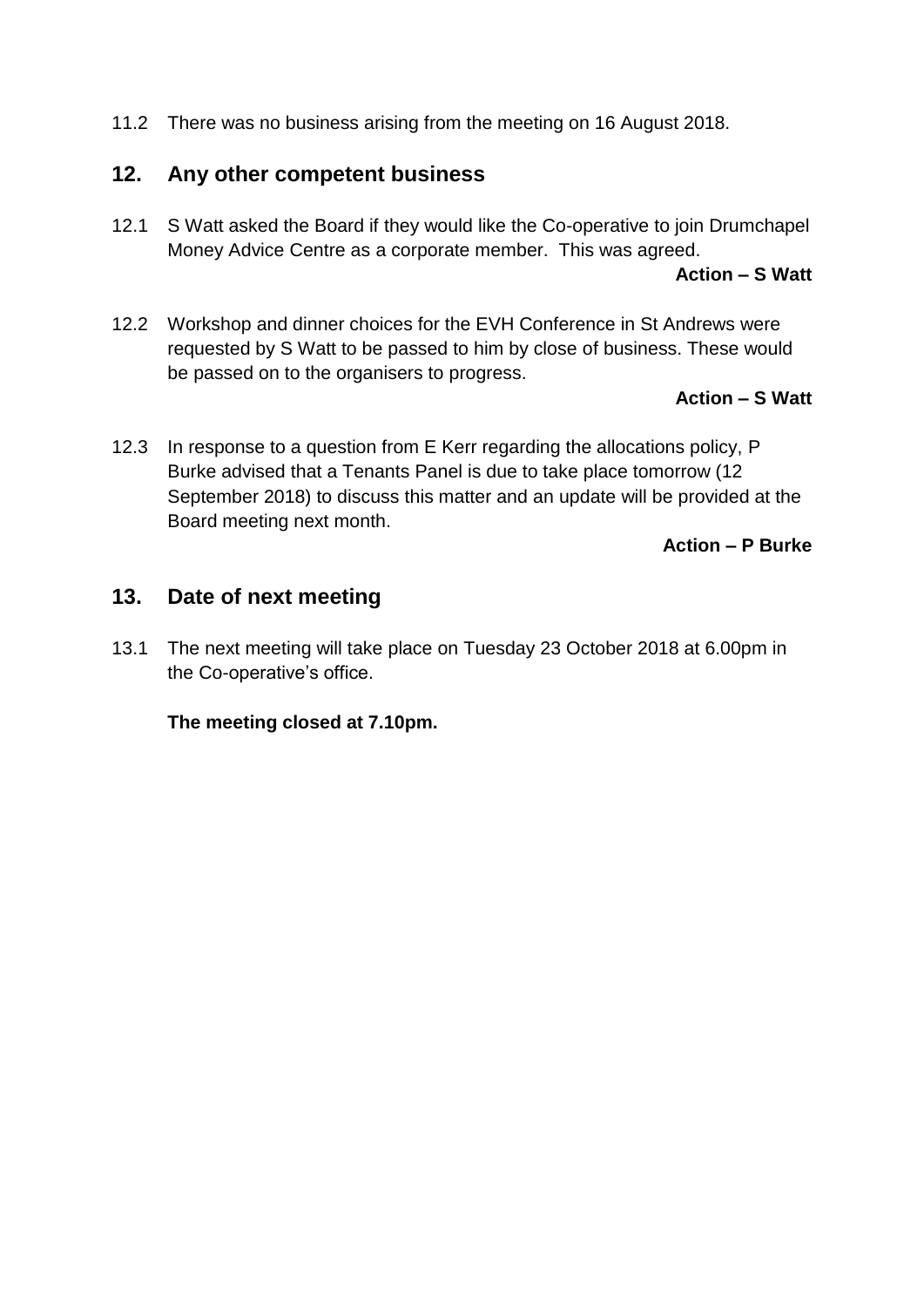11.2 There was no business arising from the meeting on 16 August 2018.

## 12. Any other competent business

12.1 S Watt asked the Board if they would like the Co-operative to join Drumchapel Money Advice Centre as a corporate member. This was agreed.

**Action – S Watt**

12.2 Workshop and dinner choices for the EVH Conference in St Andrews were requested by S Watt to be passed to him by close of business. These would be passed on to the organisers to progress.

**Action – S Watt**

12.3 In response to a question from E Kerr regarding the allocations policy, P Burke advised that a Tenants Panel is due to take place tomorrow (12 September 2018) to discuss this matter and an update will be provided at the Board meeting next month.

**Action – P Burke**

## 13. Date of next meeting

13.1 The next meeting will take place on Tuesday 23 October 2018 at 6.00pm in the Co-operative's office.

**The meeting closed at 7.10pm.**